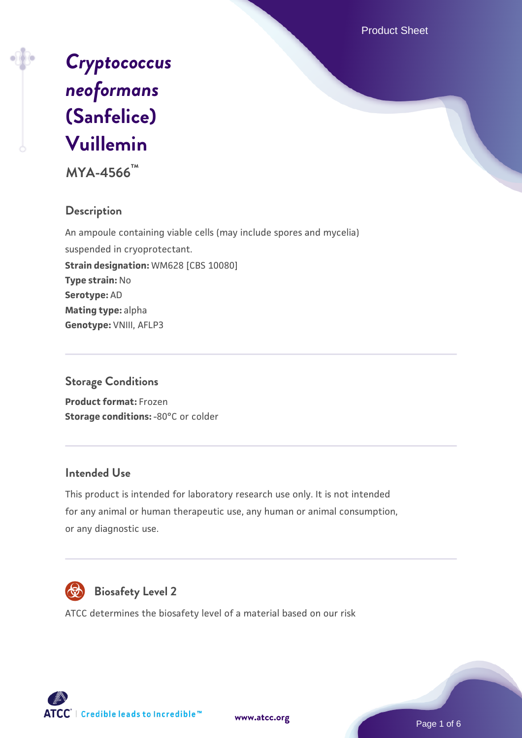# *Cryptococcus neoformans* (Sanfelice) Vuillemin

**MYA-4566™**

## Description

An ampoule containing viable cells (may include spores and mycelia) suspended in cryoprotectant.

**Strain designation:** WM628 [CBS 10080]
**Type strain:** No
**Serotype:** AD
**Mating type:** alpha
**Genotype:** VNIII, AFLP3

## Storage Conditions

**Product format:** Frozen
**Storage conditions:** -80°C or colder

## Intended Use

This product is intended for laboratory research use only. It is not intended for any animal or human therapeutic use, any human or animal consumption, or any diagnostic use.

## Biosafety Level 2

ATCC determines the biosafety level of a material based on our risk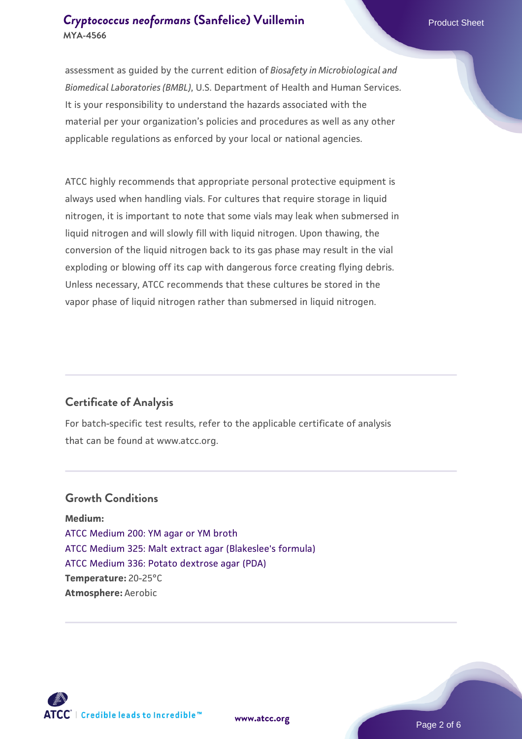assessment as guided by the current edition of *Biosafety in Microbiological and Biomedical Laboratories (BMBL)*, U.S. Department of Health and Human Services. It is your responsibility to understand the hazards associated with the material per your organization's policies and procedures as well as any other applicable regulations as enforced by your local or national agencies.

ATCC highly recommends that appropriate personal protective equipment is always used when handling vials. For cultures that require storage in liquid nitrogen, it is important to note that some vials may leak when submersed in liquid nitrogen and will slowly fill with liquid nitrogen. Upon thawing, the conversion of the liquid nitrogen back to its gas phase may result in the vial exploding or blowing off its cap with dangerous force creating flying debris. Unless necessary, ATCC recommends that these cultures be stored in the vapor phase of liquid nitrogen rather than submersed in liquid nitrogen.

## Certificate of Analysis

For batch-specific test results, refer to the applicable certificate of analysis that can be found at www.atcc.org.

## Growth Conditions

**Medium:**
ATCC Medium 200: YM agar or YM broth
ATCC Medium 325: Malt extract agar (Blakeslee's formula)
ATCC Medium 336: Potato dextrose agar (PDA)
**Temperature:** 20-25°C
**Atmosphere:** Aerobic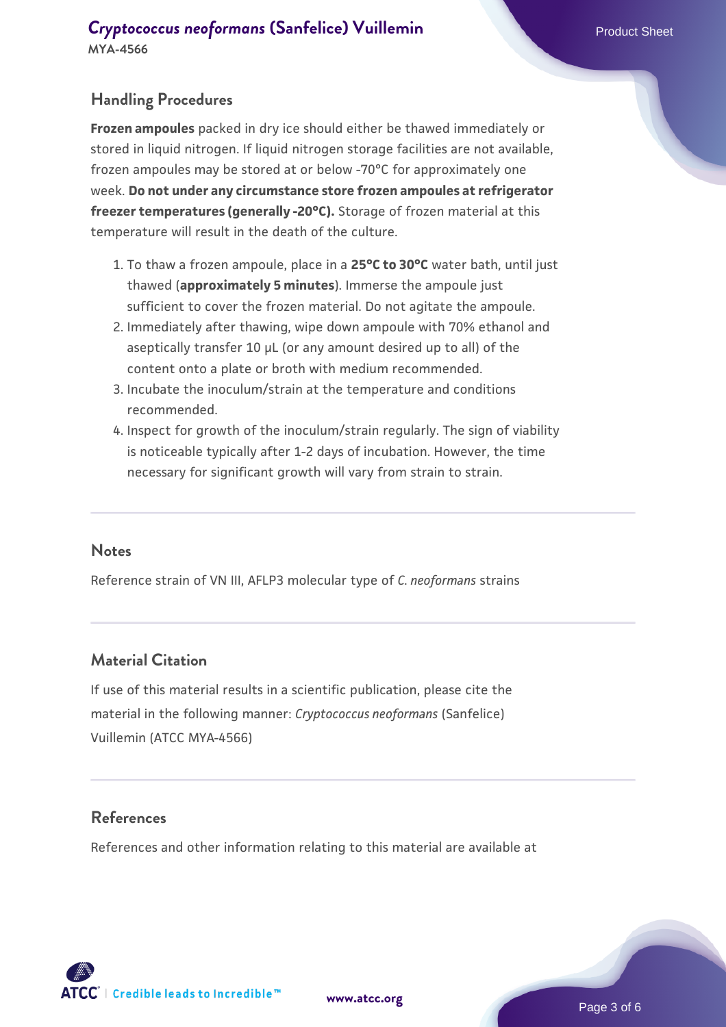## Handling Procedures

**Frozen ampoules** packed in dry ice should either be thawed immediately or stored in liquid nitrogen. If liquid nitrogen storage facilities are not available, frozen ampoules may be stored at or below -70°C for approximately one week. **Do not under any circumstance store frozen ampoules at refrigerator freezer temperatures (generally -20°C).** Storage of frozen material at this temperature will result in the death of the culture.

1. To thaw a frozen ampoule, place in a **25°C to 30°C** water bath, until just thawed (**approximately 5 minutes**). Immerse the ampoule just sufficient to cover the frozen material. Do not agitate the ampoule.
2. Immediately after thawing, wipe down ampoule with 70% ethanol and aseptically transfer 10 µL (or any amount desired up to all) of the content onto a plate or broth with medium recommended.
3. Incubate the inoculum/strain at the temperature and conditions recommended.
4. Inspect for growth of the inoculum/strain regularly. The sign of viability is noticeable typically after 1-2 days of incubation. However, the time necessary for significant growth will vary from strain to strain.

## Notes

Reference strain of VN III, AFLP3 molecular type of *C. neoformans* strains

## Material Citation

If use of this material results in a scientific publication, please cite the material in the following manner: *Cryptococcus neoformans* (Sanfelice) Vuillemin (ATCC MYA-4566)

## References

References and other information relating to this material are available at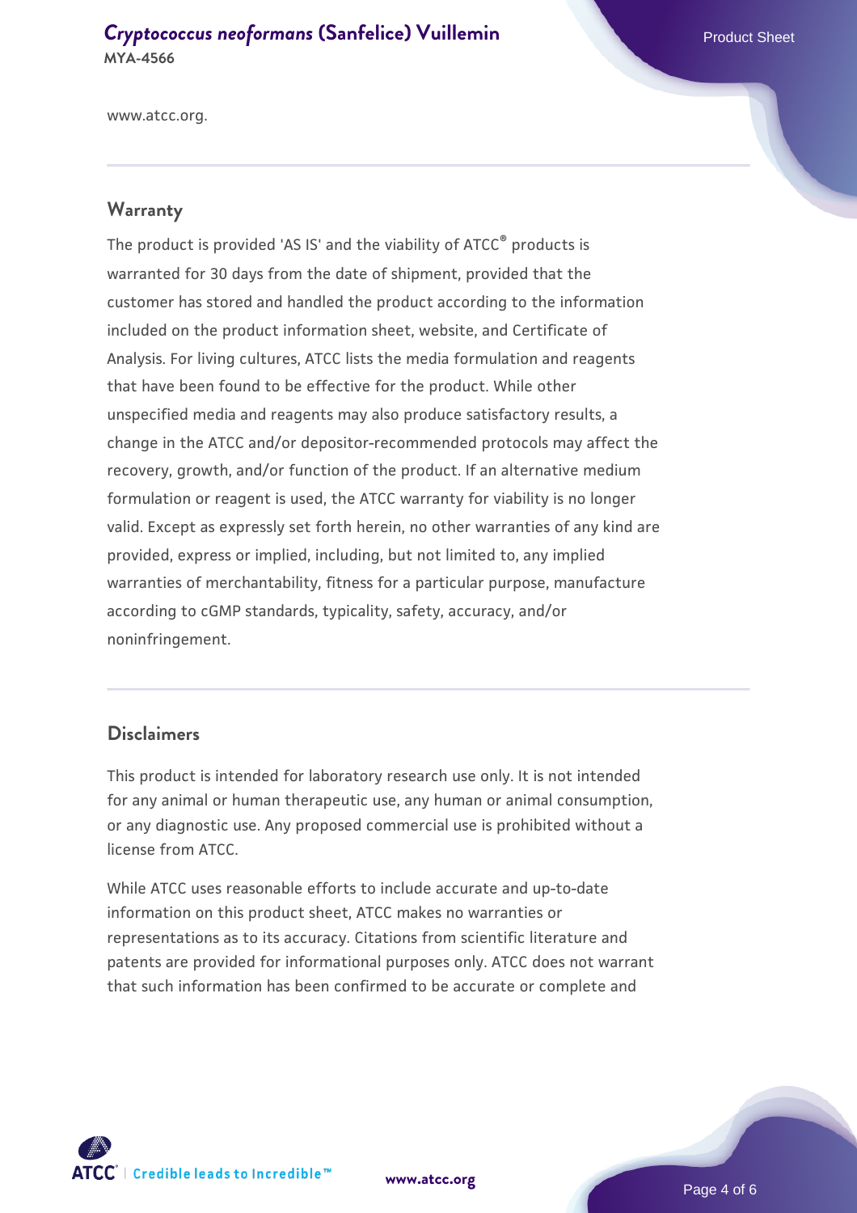www.atcc.org.

## Warranty

The product is provided 'AS IS' and the viability of ATCC® products is warranted for 30 days from the date of shipment, provided that the customer has stored and handled the product according to the information included on the product information sheet, website, and Certificate of Analysis. For living cultures, ATCC lists the media formulation and reagents that have been found to be effective for the product. While other unspecified media and reagents may also produce satisfactory results, a change in the ATCC and/or depositor-recommended protocols may affect the recovery, growth, and/or function of the product. If an alternative medium formulation or reagent is used, the ATCC warranty for viability is no longer valid. Except as expressly set forth herein, no other warranties of any kind are provided, express or implied, including, but not limited to, any implied warranties of merchantability, fitness for a particular purpose, manufacture according to cGMP standards, typicality, safety, accuracy, and/or noninfringement.

## Disclaimers

This product is intended for laboratory research use only. It is not intended for any animal or human therapeutic use, any human or animal consumption, or any diagnostic use. Any proposed commercial use is prohibited without a license from ATCC.

While ATCC uses reasonable efforts to include accurate and up-to-date information on this product sheet, ATCC makes no warranties or representations as to its accuracy. Citations from scientific literature and patents are provided for informational purposes only. ATCC does not warrant that such information has been confirmed to be accurate or complete and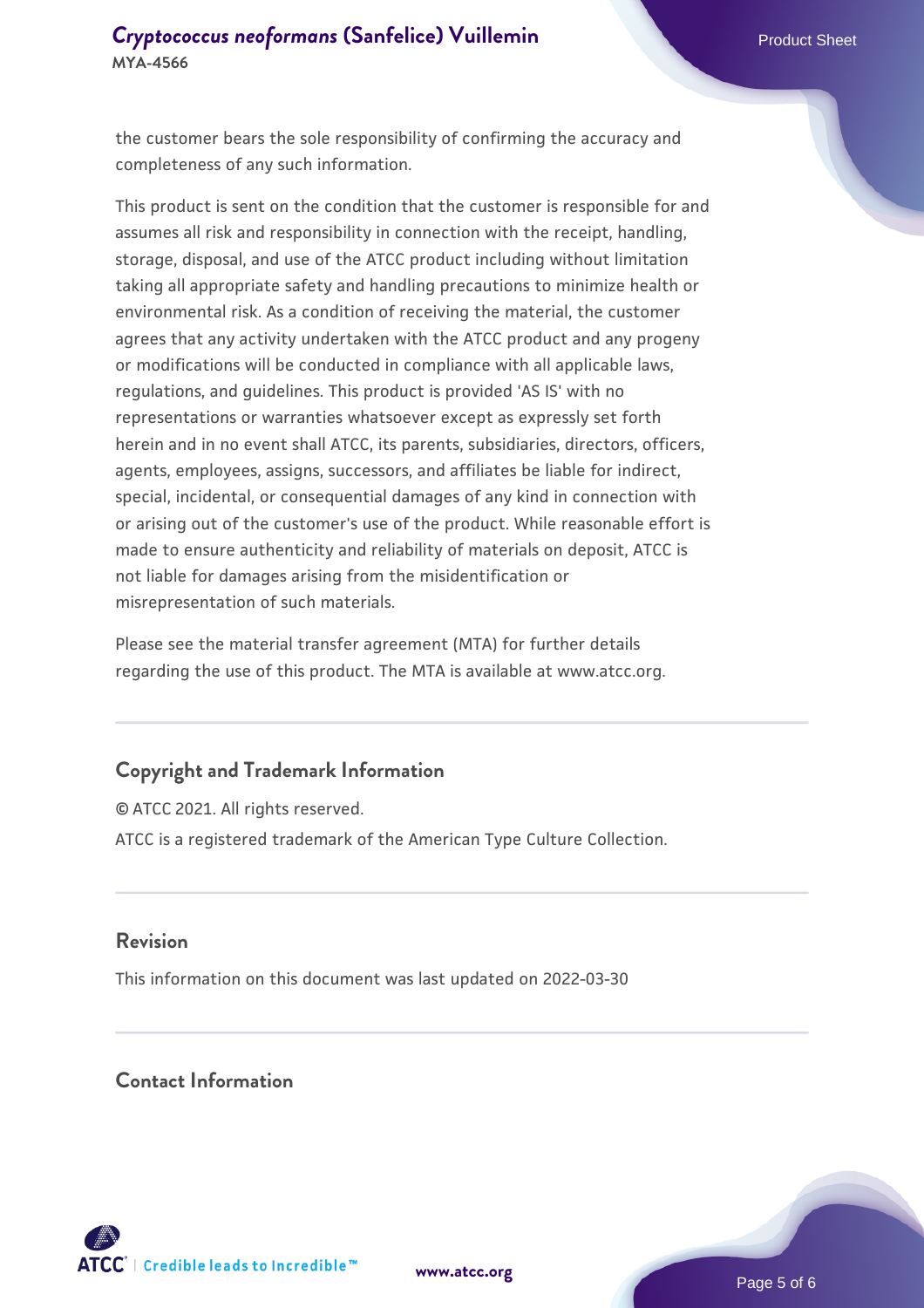the customer bears the sole responsibility of confirming the accuracy and completeness of any such information.

This product is sent on the condition that the customer is responsible for and assumes all risk and responsibility in connection with the receipt, handling, storage, disposal, and use of the ATCC product including without limitation taking all appropriate safety and handling precautions to minimize health or environmental risk. As a condition of receiving the material, the customer agrees that any activity undertaken with the ATCC product and any progeny or modifications will be conducted in compliance with all applicable laws, regulations, and guidelines. This product is provided 'AS IS' with no representations or warranties whatsoever except as expressly set forth herein and in no event shall ATCC, its parents, subsidiaries, directors, officers, agents, employees, assigns, successors, and affiliates be liable for indirect, special, incidental, or consequential damages of any kind in connection with or arising out of the customer's use of the product. While reasonable effort is made to ensure authenticity and reliability of materials on deposit, ATCC is not liable for damages arising from the misidentification or misrepresentation of such materials.

Please see the material transfer agreement (MTA) for further details regarding the use of this product. The MTA is available at www.atcc.org.

## Copyright and Trademark Information

© ATCC 2021. All rights reserved.

ATCC is a registered trademark of the American Type Culture Collection.

## Revision

This information on this document was last updated on 2022-03-30

## Contact Information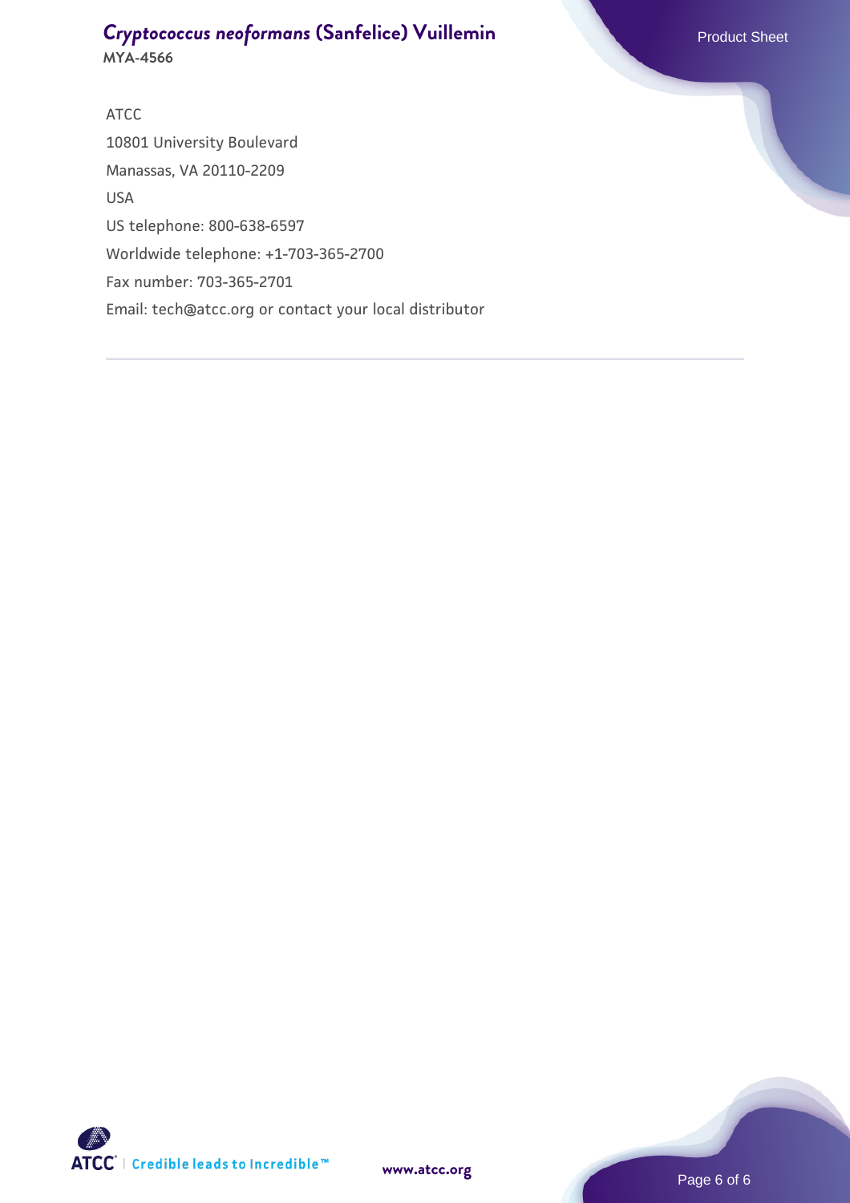ATCC

10801 University Boulevard

Manassas, VA 20110-2209

USA

US telephone: 800-638-6597

Worldwide telephone: +1-703-365-2700

Fax number: 703-365-2701

Email: tech@atcc.org or contact your local distributor